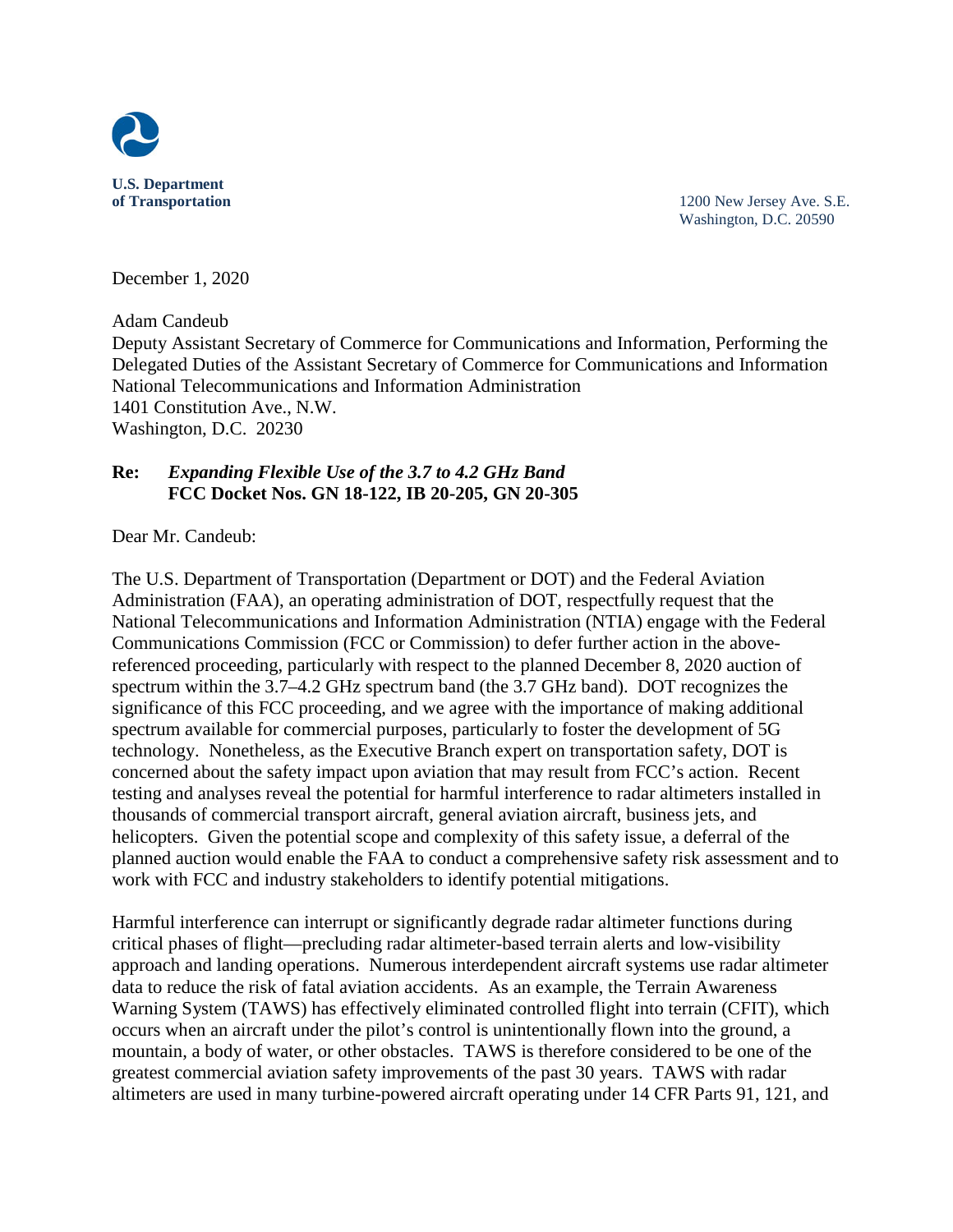**U.S. Department of Transportation**

1200 New Jersey Ave. S.E.
Washington, D.C. 20590

December 1, 2020

Adam Candeub
Deputy Assistant Secretary of Commerce for Communications and Information, Performing the Delegated Duties of the Assistant Secretary of Commerce for Communications and Information
National Telecommunications and Information Administration
1401 Constitution Ave., N.W.
Washington, D.C. 20230

**Re:** ***Expanding Flexible Use of the 3.7 to 4.2 GHz Band***
**FCC Docket Nos. GN 18-122, IB 20-205, GN 20-305**

Dear Mr. Candeub:

The U.S. Department of Transportation (Department or DOT) and the Federal Aviation Administration (FAA), an operating administration of DOT, respectfully request that the National Telecommunications and Information Administration (NTIA) engage with the Federal Communications Commission (FCC or Commission) to defer further action in the above-referenced proceeding, particularly with respect to the planned December 8, 2020 auction of spectrum within the 3.7–4.2 GHz spectrum band (the 3.7 GHz band). DOT recognizes the significance of this FCC proceeding, and we agree with the importance of making additional spectrum available for commercial purposes, particularly to foster the development of 5G technology. Nonetheless, as the Executive Branch expert on transportation safety, DOT is concerned about the safety impact upon aviation that may result from FCC's action. Recent testing and analyses reveal the potential for harmful interference to radar altimeters installed in thousands of commercial transport aircraft, general aviation aircraft, business jets, and helicopters. Given the potential scope and complexity of this safety issue, a deferral of the planned auction would enable the FAA to conduct a comprehensive safety risk assessment and to work with FCC and industry stakeholders to identify potential mitigations.

Harmful interference can interrupt or significantly degrade radar altimeter functions during critical phases of flight—precluding radar altimeter-based terrain alerts and low-visibility approach and landing operations. Numerous interdependent aircraft systems use radar altimeter data to reduce the risk of fatal aviation accidents. As an example, the Terrain Awareness Warning System (TAWS) has effectively eliminated controlled flight into terrain (CFIT), which occurs when an aircraft under the pilot's control is unintentionally flown into the ground, a mountain, a body of water, or other obstacles. TAWS is therefore considered to be one of the greatest commercial aviation safety improvements of the past 30 years. TAWS with radar altimeters are used in many turbine-powered aircraft operating under 14 CFR Parts 91, 121, and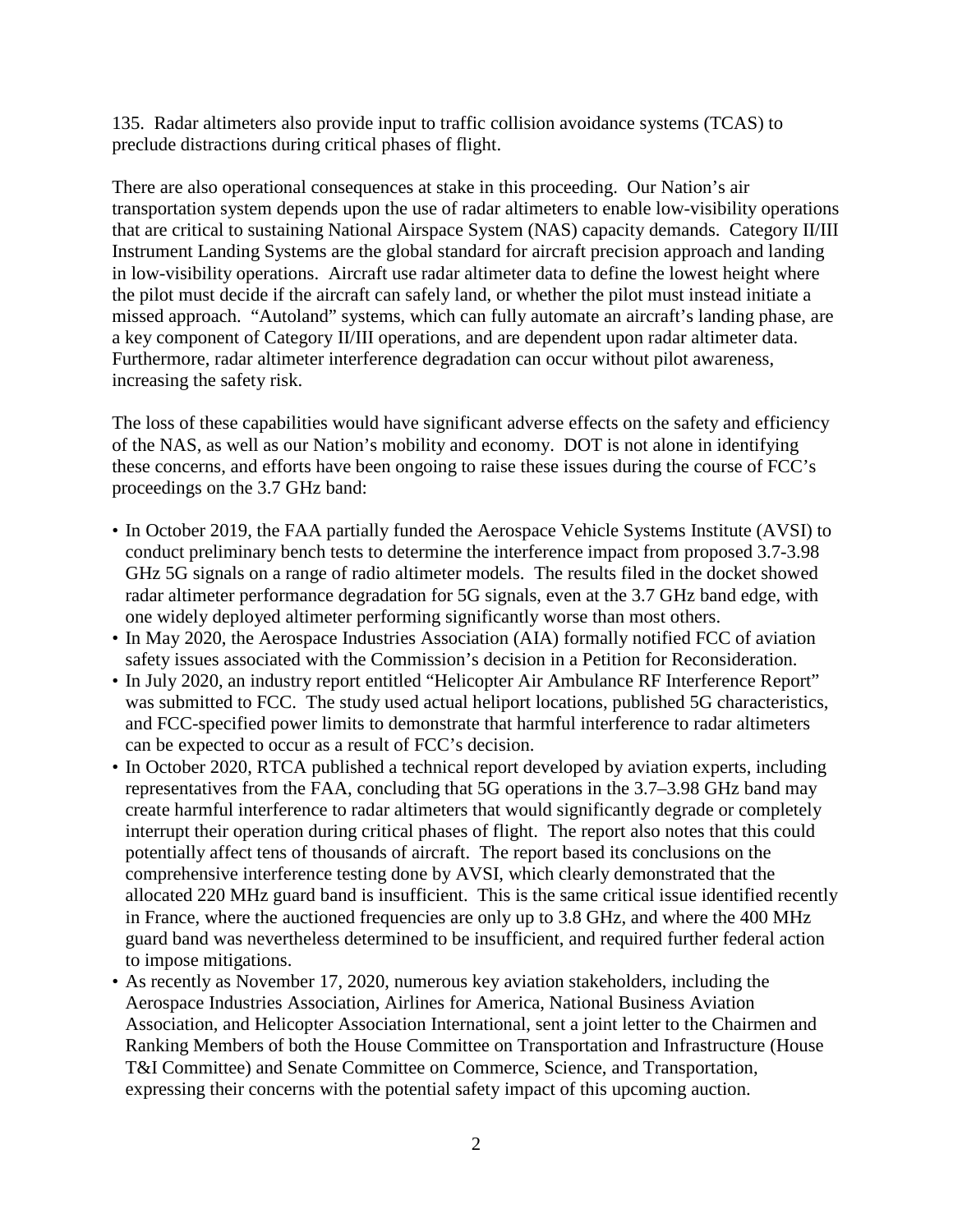135. Radar altimeters also provide input to traffic collision avoidance systems (TCAS) to preclude distractions during critical phases of flight.

There are also operational consequences at stake in this proceeding. Our Nation's air transportation system depends upon the use of radar altimeters to enable low-visibility operations that are critical to sustaining National Airspace System (NAS) capacity demands. Category II/III Instrument Landing Systems are the global standard for aircraft precision approach and landing in low-visibility operations. Aircraft use radar altimeter data to define the lowest height where the pilot must decide if the aircraft can safely land, or whether the pilot must instead initiate a missed approach. "Autoland" systems, which can fully automate an aircraft's landing phase, are a key component of Category II/III operations, and are dependent upon radar altimeter data. Furthermore, radar altimeter interference degradation can occur without pilot awareness, increasing the safety risk.

The loss of these capabilities would have significant adverse effects on the safety and efficiency of the NAS, as well as our Nation's mobility and economy. DOT is not alone in identifying these concerns, and efforts have been ongoing to raise these issues during the course of FCC's proceedings on the 3.7 GHz band:

- In October 2019, the FAA partially funded the Aerospace Vehicle Systems Institute (AVSI) to conduct preliminary bench tests to determine the interference impact from proposed 3.7-3.98 GHz 5G signals on a range of radio altimeter models. The results filed in the docket showed radar altimeter performance degradation for 5G signals, even at the 3.7 GHz band edge, with one widely deployed altimeter performing significantly worse than most others.
- In May 2020, the Aerospace Industries Association (AIA) formally notified FCC of aviation safety issues associated with the Commission's decision in a Petition for Reconsideration.
- In July 2020, an industry report entitled "Helicopter Air Ambulance RF Interference Report" was submitted to FCC. The study used actual heliport locations, published 5G characteristics, and FCC-specified power limits to demonstrate that harmful interference to radar altimeters can be expected to occur as a result of FCC's decision.
- In October 2020, RTCA published a technical report developed by aviation experts, including representatives from the FAA, concluding that 5G operations in the 3.7–3.98 GHz band may create harmful interference to radar altimeters that would significantly degrade or completely interrupt their operation during critical phases of flight. The report also notes that this could potentially affect tens of thousands of aircraft. The report based its conclusions on the comprehensive interference testing done by AVSI, which clearly demonstrated that the allocated 220 MHz guard band is insufficient. This is the same critical issue identified recently in France, where the auctioned frequencies are only up to 3.8 GHz, and where the 400 MHz guard band was nevertheless determined to be insufficient, and required further federal action to impose mitigations.
- As recently as November 17, 2020, numerous key aviation stakeholders, including the Aerospace Industries Association, Airlines for America, National Business Aviation Association, and Helicopter Association International, sent a joint letter to the Chairmen and Ranking Members of both the House Committee on Transportation and Infrastructure (House T&I Committee) and Senate Committee on Commerce, Science, and Transportation, expressing their concerns with the potential safety impact of this upcoming auction.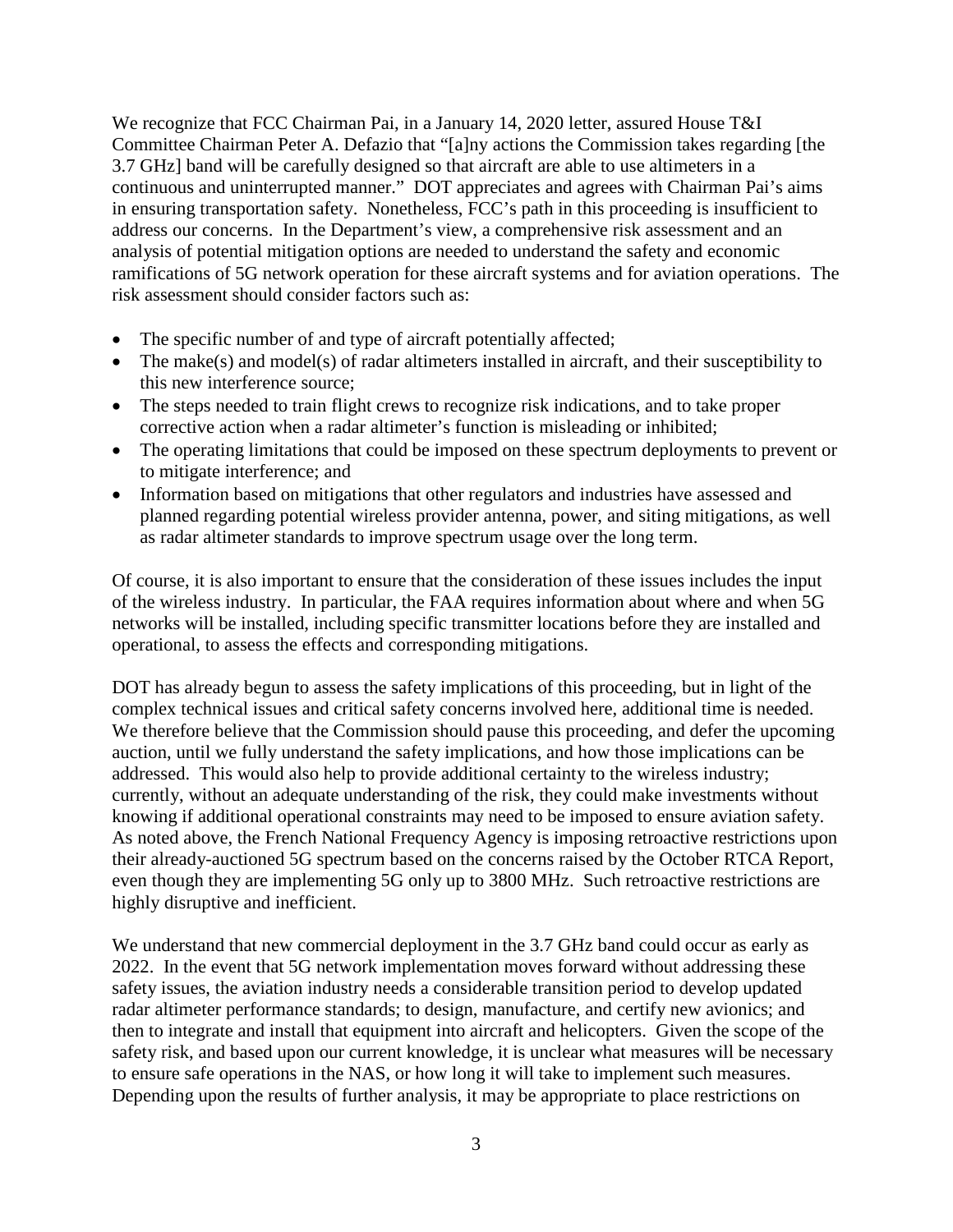We recognize that FCC Chairman Pai, in a January 14, 2020 letter, assured House T&I Committee Chairman Peter A. Defazio that "[a]ny actions the Commission takes regarding [the 3.7 GHz] band will be carefully designed so that aircraft are able to use altimeters in a continuous and uninterrupted manner." DOT appreciates and agrees with Chairman Pai's aims in ensuring transportation safety. Nonetheless, FCC's path in this proceeding is insufficient to address our concerns. In the Department's view, a comprehensive risk assessment and an analysis of potential mitigation options are needed to understand the safety and economic ramifications of 5G network operation for these aircraft systems and for aviation operations. The risk assessment should consider factors such as:

- The specific number of and type of aircraft potentially affected;
- The make(s) and model(s) of radar altimeters installed in aircraft, and their susceptibility to this new interference source;
- The steps needed to train flight crews to recognize risk indications, and to take proper corrective action when a radar altimeter's function is misleading or inhibited;
- The operating limitations that could be imposed on these spectrum deployments to prevent or to mitigate interference; and
- Information based on mitigations that other regulators and industries have assessed and planned regarding potential wireless provider antenna, power, and siting mitigations, as well as radar altimeter standards to improve spectrum usage over the long term.

Of course, it is also important to ensure that the consideration of these issues includes the input of the wireless industry. In particular, the FAA requires information about where and when 5G networks will be installed, including specific transmitter locations before they are installed and operational, to assess the effects and corresponding mitigations.

DOT has already begun to assess the safety implications of this proceeding, but in light of the complex technical issues and critical safety concerns involved here, additional time is needed. We therefore believe that the Commission should pause this proceeding, and defer the upcoming auction, until we fully understand the safety implications, and how those implications can be addressed. This would also help to provide additional certainty to the wireless industry; currently, without an adequate understanding of the risk, they could make investments without knowing if additional operational constraints may need to be imposed to ensure aviation safety. As noted above, the French National Frequency Agency is imposing retroactive restrictions upon their already-auctioned 5G spectrum based on the concerns raised by the October RTCA Report, even though they are implementing 5G only up to 3800 MHz. Such retroactive restrictions are highly disruptive and inefficient.

We understand that new commercial deployment in the 3.7 GHz band could occur as early as 2022. In the event that 5G network implementation moves forward without addressing these safety issues, the aviation industry needs a considerable transition period to develop updated radar altimeter performance standards; to design, manufacture, and certify new avionics; and then to integrate and install that equipment into aircraft and helicopters. Given the scope of the safety risk, and based upon our current knowledge, it is unclear what measures will be necessary to ensure safe operations in the NAS, or how long it will take to implement such measures. Depending upon the results of further analysis, it may be appropriate to place restrictions on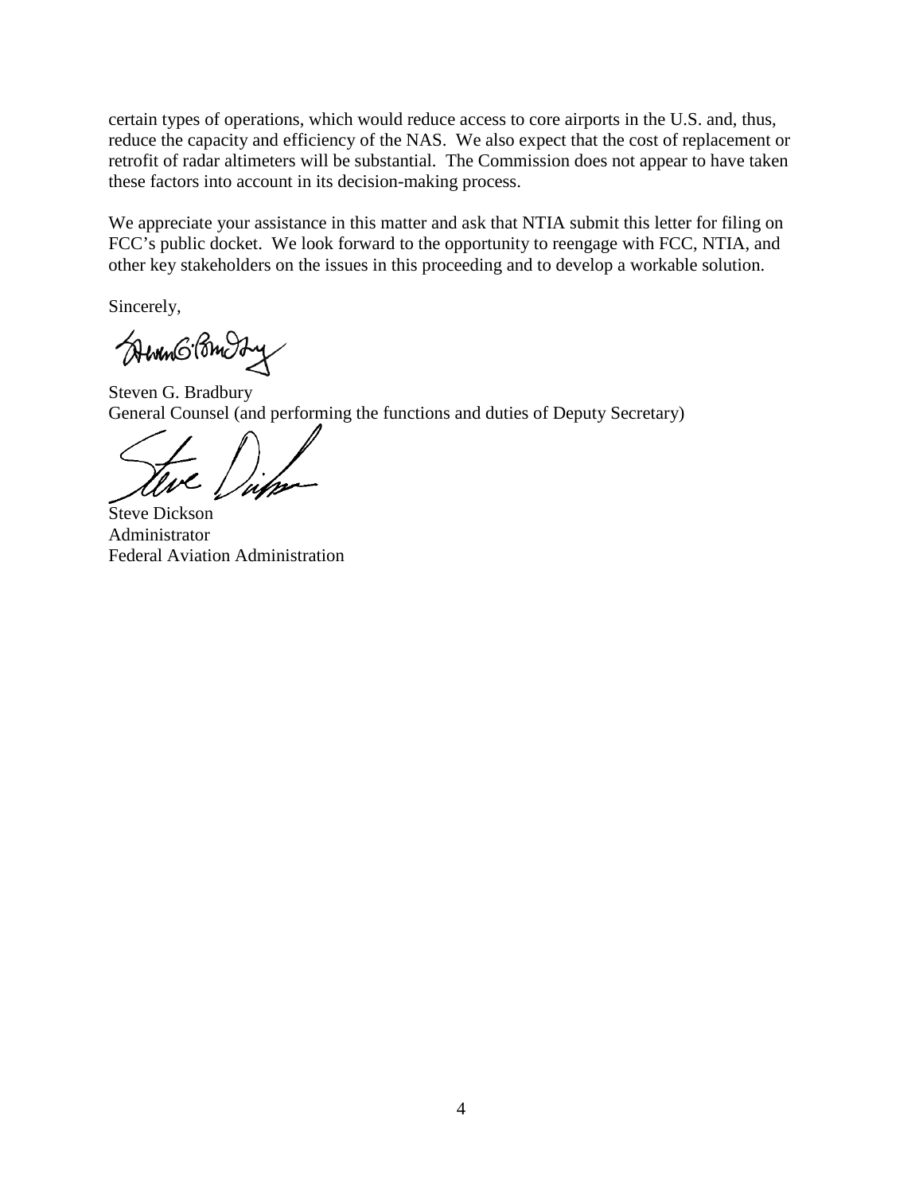certain types of operations, which would reduce access to core airports in the U.S. and, thus, reduce the capacity and efficiency of the NAS. We also expect that the cost of replacement or retrofit of radar altimeters will be substantial. The Commission does not appear to have taken these factors into account in its decision-making process.

We appreciate your assistance in this matter and ask that NTIA submit this letter for filing on FCC's public docket. We look forward to the opportunity to reengage with FCC, NTIA, and other key stakeholders on the issues in this proceeding and to develop a workable solution.

Sincerely,

Steven G. Bradbury
General Counsel (and performing the functions and duties of Deputy Secretary)

Steve Dickson
Administrator
Federal Aviation Administration